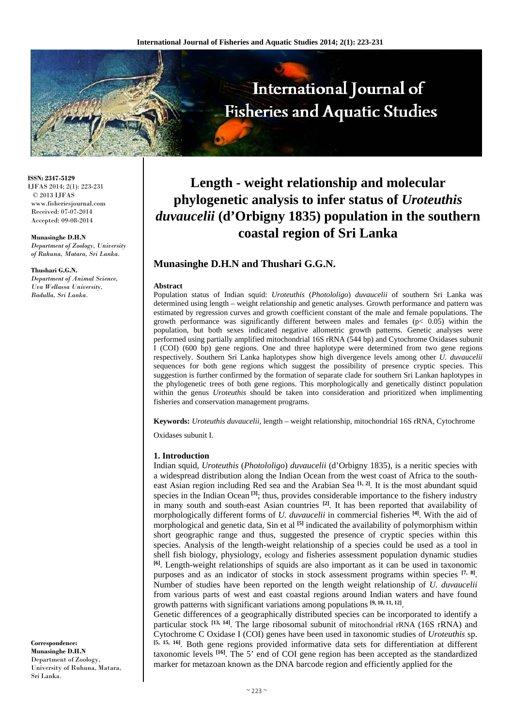# Length - weight relationship and molecular phylogenetic analysis to infer status of *Uroteuthis duvaucelii* (d'Orbigny 1835) population in the southern coastal region of Sri Lanka

**ISSN: 2347-5129**
IJFAS 2014; 2(1): 223-231
© 2013 IJFAS
www.fisheriesjournal.com
Received: 07-07-2014
Accepted: 09-08-2014

**Munasinghe D.H.N**
*Department of Zoology, University of Ruhuna, Matara, Sri Lanka.*

**Thushari G.G.N.**
*Department of Animal Science, Uva Wellassa University, Badulla, Sri Lanka.*

**Correspondence:**
**Munasinghe D.H.N**
Department of Zoology, University of Ruhuna, Matara, Sri Lanka.

## Munasinghe D.H.N and Thushari G.G.N.

### Abstract

Population status of Indian squid: *Uroteuthis* (*Photololigo*) *duvaucelii* of southern Sri Lanka was determined using length – weight relationship and genetic analyses. Growth performance and pattern was estimated by regression curves and growth coefficient constant of the male and female populations. The growth performance was significantly different between males and females ($p < 0.05$) within the population, but both sexes indicated negative allometric growth patterns. Genetic analyses were performed using partially amplified mitochondrial 16S rRNA (544 bp) and Cytochrome Oxidases subunit I (COI) (600 bp) gene regions. One and three haplotype were determined from two gene regions respectively. Southern Sri Lanka haplotypes show high divergence levels among other *U. duvaucelii* sequences for both gene regions which suggest the possibility of presence cryptic species. This suggestion is further confirmed by the formation of separate clade for southern Sri Lankan haplotypes in the phylogenetic trees of both gene regions. This morphologically and genetically distinct population within the genus *Uroteuthis* should be taken into consideration and prioritized when implimenting fisheries and conservation management programs.

**Keywords:** *Uroteuthis duvaucelii*, length – weight relationship, mitochondrial 16S rRNA, Cytochrome Oxidases subunit I.

### 1. Introduction

Indian squid, *Uroteuthis* (*Photololigo*) *duvaucelii* (d'Orbigny 1835), is a neritic species with a widespread distribution along the Indian Ocean from the west coast of Africa to the south-east Asian region including Red sea and the Arabian Sea [1, 2]. It is the most abundant squid species in the Indian Ocean [3]; thus, provides considerable importance to the fishery industry in many south and south-east Asian countries [2]. It has been reported that availability of morphologically different forms of *U. duvaucelii* in commercial fisheries [4]. With the aid of morphological and genetic data, Sin et al [5] indicated the availability of polymorphism within short geographic range and thus, suggested the presence of cryptic species within this species. Analysis of the length-weight relationship of a species could be used as a tool in shell fish biology, physiology, ecology and fisheries assessment population dynamic studies [6]. Length-weight relationships of squids are also important as it can be used in taxonomic purposes and as an indicator of stocks in stock assessment programs within species [7, 8]. Number of studies have been reported on the length weight relationship of *U. duvaucelii* from various parts of west and east coastal regions around Indian waters and have found growth patterns with significant variations among populations [9, 10, 11, 12].

Genetic differences of a geographically distributed species can be incorporated to identify a particular stock [13, 14]. The large ribosomal subunit of mitochondrial rRNA (16S rRNA) and Cytochrome C Oxidase I (COI) genes have been used in taxonomic studies of *Uroteuthis* sp. [5, 15, 16]. Both gene regions provided informative data sets for differentiation at different taxonomic levels [16]. The 5' end of COI gene region has been accepted as the standardized marker for metazoan known as the DNA barcode region and efficiently applied for the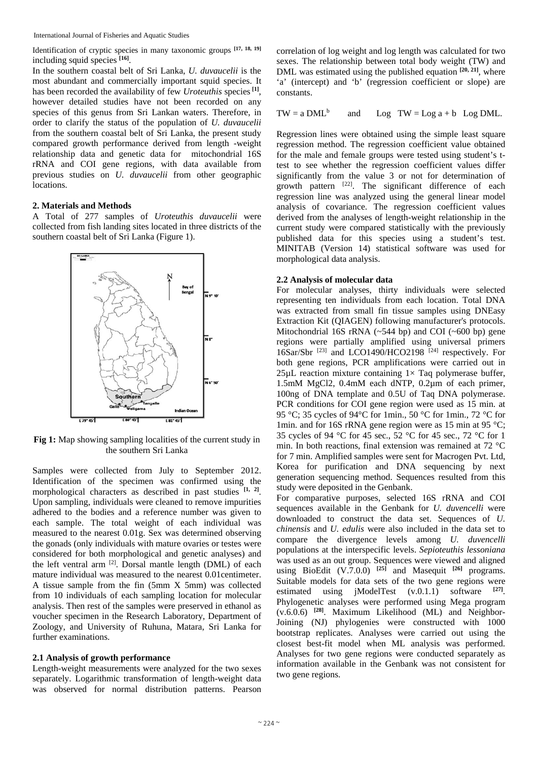Identification of cryptic species in many taxonomic groups [17, 18, 19] including squid species [16].

In the southern coastal belt of Sri Lanka, *U. duvaucelii* is the most abundant and commercially important squid species. It has been recorded the availability of few *Uroteuthis* species [1], however detailed studies have not been recorded on any species of this genus from Sri Lankan waters. Therefore, in order to clarify the status of the population of *U. duvaucelii* from the southern coastal belt of Sri Lanka, the present study compared growth performance derived from length -weight relationship data and genetic data for mitochondrial 16S rRNA and COI gene regions, with data available from previous studies on *U. duvaucelii* from other geographic locations.

## 2. Materials and Methods

A Total of 277 samples of *Uroteuthis duvaucelii* were collected from fish landing sites located in three districts of the southern coastal belt of Sri Lanka (Figure 1).

**Fig 1:** Map showing sampling localities of the current study in the southern Sri Lanka

Samples were collected from July to September 2012. Identification of the specimen was confirmed using the morphological characters as described in past studies [1, 2]. Upon sampling, individuals were cleaned to remove impurities adhered to the bodies and a reference number was given to each sample. The total weight of each individual was measured to the nearest 0.01g. Sex was determined observing the gonads (only individuals with mature ovaries or testes were considered for both morphological and genetic analyses) and the left ventral arm [2]. Dorsal mantle length (DML) of each mature individual was measured to the nearest 0.01centimeter. A tissue sample from the fin (5mm X 5mm) was collected from 10 individuals of each sampling location for molecular analysis. Then rest of the samples were preserved in ethanol as voucher specimen in the Research Laboratory, Department of Zoology, and University of Ruhuna, Matara, Sri Lanka for further examinations.

### 2.1 Analysis of growth performance

Length-weight measurements were analyzed for the two sexes separately. Logarithmic transformation of length-weight data was observed for normal distribution patterns. Pearson correlation of log weight and log length was calculated for two sexes. The relationship between total body weight (TW) and DML was estimated using the published equation [20, 21], where 'a' (intercept) and 'b' (regression coefficient or slope) are constants.

$$TW = a\ DML^{b} \qquad \text{and} \qquad \text{Log}\ TW = \text{Log}\ a + b\ \ \text{Log}\ DML.$$

Regression lines were obtained using the simple least square regression method. The regression coefficient value obtained for the male and female groups were tested using student's t-test to see whether the regression coefficient values differ significantly from the value 3 or not for determination of growth pattern [22]. The significant difference of each regression line was analyzed using the general linear model analysis of covariance. The regression coefficient values derived from the analyses of length-weight relationship in the current study were compared statistically with the previously published data for this species using a student's test. MINITAB (Version 14) statistical software was used for morphological data analysis.

### 2.2 Analysis of molecular data

For molecular analyses, thirty individuals were selected representing ten individuals from each location. Total DNA was extracted from small fin tissue samples using DNEasy Extraction Kit (QIAGEN) following manufacturer's protocols. Mitochondrial 16S rRNA (~544 bp) and COI (~600 bp) gene regions were partially amplified using universal primers 16Sar/Sbr [23] and LCO1490/HCO2198 [24] respectively. For both gene regions, PCR amplifications were carried out in 25µL reaction mixture containing 1× Taq polymerase buffer, 1.5mM $MgCl_2$, 0.4mM each dNTP, 0.2µm of each primer, 100ng of DNA template and 0.5U of Taq DNA polymerase. PCR conditions for COI gene region were used as 15 min. at 95 °C; 35 cycles of 94°C for 1min., 50 °C for 1min., 72 °C for 1min. and for 16S rRNA gene region were as 15 min at 95 °C; 35 cycles of 94 °C for 45 sec., 52 °C for 45 sec., 72 °C for 1 min. In both reactions, final extension was remained at 72 °C for 7 min. Amplified samples were sent for Macrogen Pvt. Ltd, Korea for purification and DNA sequencing by next generation sequencing method. Sequences resulted from this study were deposited in the Genbank.

For comparative purposes, selected 16S rRNA and COI sequences available in the Genbank for *U. duvencelli* were downloaded to construct the data set. Sequences of *U. chinensis* and *U. edulis* were also included in the data set to compare the divergence levels among *U. duvencelli* populations at the interspecific levels. *Sepioteuthis lessoniana* was used as an out group. Sequences were viewed and aligned using BioEdit (V.7.0.0) [25] and Masequit [26] programs. Suitable models for data sets of the two gene regions were estimated using jModelTest (v.0.1.1) software [27]. Phylogenetic analyses were performed using Mega program (v.6.0.6) [28]. Maximum Likelihood (ML) and Neighbor-Joining (NJ) phylogenies were constructed with 1000 bootstrap replicates. Analyses were carried out using the closest best-fit model when ML analysis was performed. Analyses for two gene regions were conducted separately as information available in the Genbank was not consistent for two gene regions.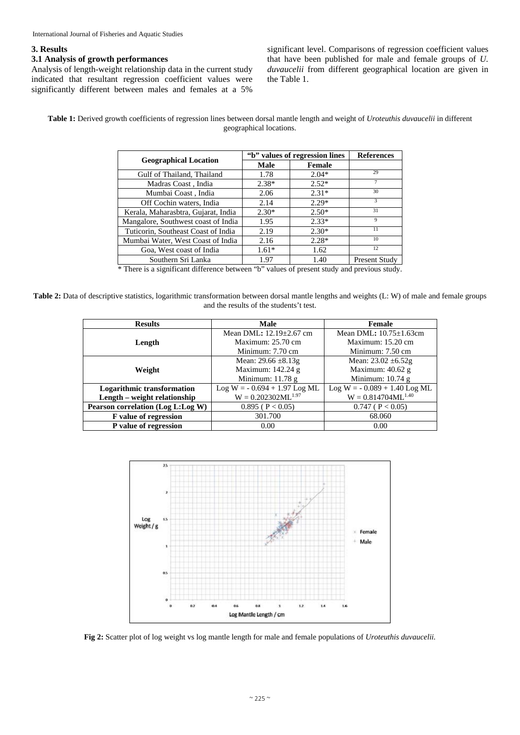## 3. Results

### 3.1 Analysis of growth performances

Analysis of length-weight relationship data in the current study indicated that resultant regression coefficient values were significantly different between males and females at a 5% significant level. Comparisons of regression coefficient values that have been published for male and female groups of *U. duvaucelii* from different geographical location are given in the Table 1.

**Table 1:** Derived growth coefficients of regression lines between dorsal mantle length and weight of *Uroteuthis duvaucelii* in different geographical locations.

| Geographical Location | "b" values of regression lines | | References |
|---|---|---|---|
| | Male | Female | |
| Gulf of Thailand, Thailand | 1.78 | 2.04* | [29] |
| Madras Coast , India | 2.38* | 2.52* | [7] |
| Mumbai Coast , India | 2.06 | 2.31* | [30] |
| Off Cochin waters, India | 2.14 | 2.29* | [3] |
| Kerala, Maharasbtra, Gujarat, India | 2.30* | 2.50* | [31] |
| Mangalore, Southwest coast of India | 1.95 | 2.33* | [9] |
| Tuticorin, Southeast Coast of India | 2.19 | 2.30* | [11] |
| Mumbai Water, West Coast of India | 2.16 | 2.28* | [10] |
| Goa, West coast of India | 1.61* | 1.62 | [12] |
| Southern Sri Lanka | 1.97 | 1.40 | Present Study |

\* There is a significant difference between "b" values of present study and previous study.

**Table 2:** Data of descriptive statistics, logarithmic transformation between dorsal mantle lengths and weights (L: W) of male and female groups and the results of the students't test.

| Results | Male | Female |
|---|---|---|
| **Length** | Mean DML: 12.19±2.67 cm<br>Maximum: 25.70 cm<br>Minimum: 7.70 cm | Mean DML: 10.75±1.63cm<br>Maximum: 15.20 cm<br>Minimum: 7.50 cm |
| **Weight** | Mean: 29.66 ±8.13g<br>Maximum: 142.24 g<br>Minimum: 11.78 g | Mean: 23.02 ±6.52g<br>Maximum: 40.62 g<br>Minimum: 10.74 g |
| **Logarithmic transformation**<br>**Length – weight relationship** | Log W = - 0.694 + 1.97 Log ML<br>$W = 0.202302ML^{1.97}$ | Log W = - 0.089 + 1.40 Log ML<br>$W = 0.814704ML^{1.40}$ |
| **Pearson correlation (Log L:Log W)** | 0.895 ( $P < 0.05$) | 0.747 ( $P < 0.05$) |
| **F value of regression** | 301.700 | 68.060 |
| **P value of regression** | 0.00 | 0.00 |

**Fig 2:** Scatter plot of log weight vs log mantle length for male and female populations of *Uroteuthis duvaucelii.*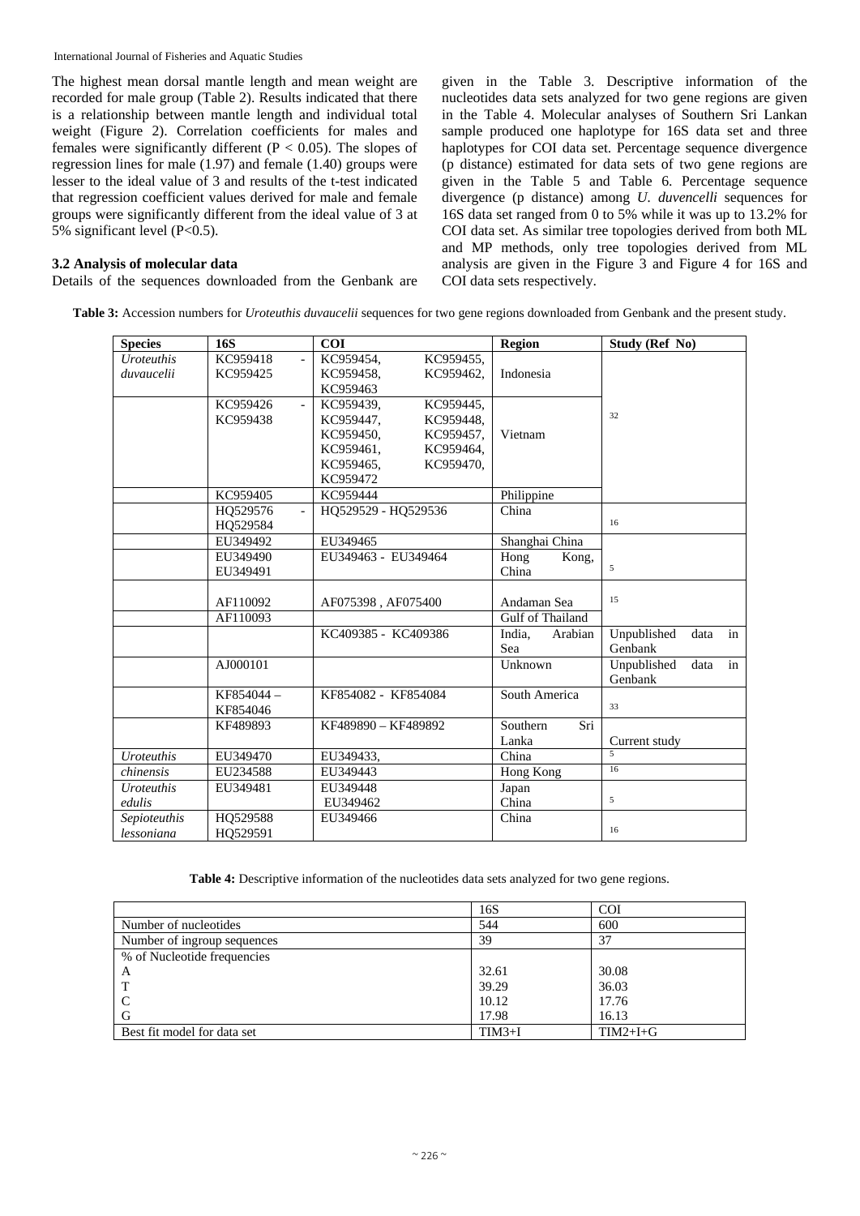The highest mean dorsal mantle length and mean weight are recorded for male group (Table 2). Results indicated that there is a relationship between mantle length and individual total weight (Figure 2). Correlation coefficients for males and females were significantly different ($P < 0.05$). The slopes of regression lines for male (1.97) and female (1.40) groups were lesser to the ideal value of 3 and results of the t-test indicated that regression coefficient values derived for male and female groups were significantly different from the ideal value of 3 at 5% significant level ($P<0.5$).

### 3.2 Analysis of molecular data

Details of the sequences downloaded from the Genbank are given in the Table 3. Descriptive information of the nucleotides data sets analyzed for two gene regions are given in the Table 4. Molecular analyses of Southern Sri Lankan sample produced one haplotype for 16S data set and three haplotypes for COI data set. Percentage sequence divergence (p distance) estimated for data sets of two gene regions are given in the Table 5 and Table 6. Percentage sequence divergence (p distance) among *U. duvencelli* sequences for 16S data set ranged from 0 to 5% while it was up to 13.2% for COI data set. As similar tree topologies derived from both ML and MP methods, only tree topologies derived from ML analysis are given in the Figure 3 and Figure 4 for 16S and COI data sets respectively.

**Table 3:** Accession numbers for *Uroteuthis duvaucelii* sequences for two gene regions downloaded from Genbank and the present study.

| Species | 16S | COI | Region | Study (Ref No) |
|---|---|---|---|---|
| *Uroteuthis duvaucelii* | KC959418 - KC959425 | KC959454, KC959455, KC959458, KC959462, KC959463 | Indonesia | 32 |
| | KC959426 - KC959438 | KC959439, KC959445, KC959447, KC959448, KC959450, KC959457, KC959461, KC959464, KC959465, KC959470, KC959472 | Vietnam | |
| | KC959405 | KC959444 | Philippine | |
| | HQ529576 - HQ529584 | HQ529529 - HQ529536 | China | 16 |
| | EU349492 | EU349465 | Shanghai China | 5 |
| | EU349490 EU349491 | EU349463 - EU349464 | Hong Kong, China | |
| | AF110092 | AF075398 , AF075400 | Andaman Sea | 15 |
| | AF110093 | | Gulf of Thailand | |
| | | KC409385 - KC409386 | India, Arabian Sea | Unpublished data in Genbank |
| | AJ000101 | | Unknown | Unpublished data in Genbank |
| | KF854044 – KF854046 | KF854082 - KF854084 | South America | 33 |
| | KF489893 | KF489890 – KF489892 | Southern Sri Lanka | Current study |
| *Uroteuthis chinensis* | EU349470 | EU349433, | China | 5 |
| | EU234588 | EU349443 | Hong Kong | 16 |
| *Uroteuthis edulis* | EU349481 | EU349448 | Japan | 5 |
| | | EU349462 | China | |
| *Sepioteuthis lessoniana* | HQ529588 HQ529591 | EU349466 | China | 16 |

**Table 4:** Descriptive information of the nucleotides data sets analyzed for two gene regions.

| | 16S | COI |
|---|---|---|
| Number of nucleotides | 544 | 600 |
| Number of ingroup sequences | 39 | 37 |
| % of Nucleotide frequencies | | |
| A | 32.61 | 30.08 |
| T | 39.29 | 36.03 |
| C | 10.12 | 17.76 |
| G | 17.98 | 16.13 |
| Best fit model for data set | TIM3+I | TIM2+I+G |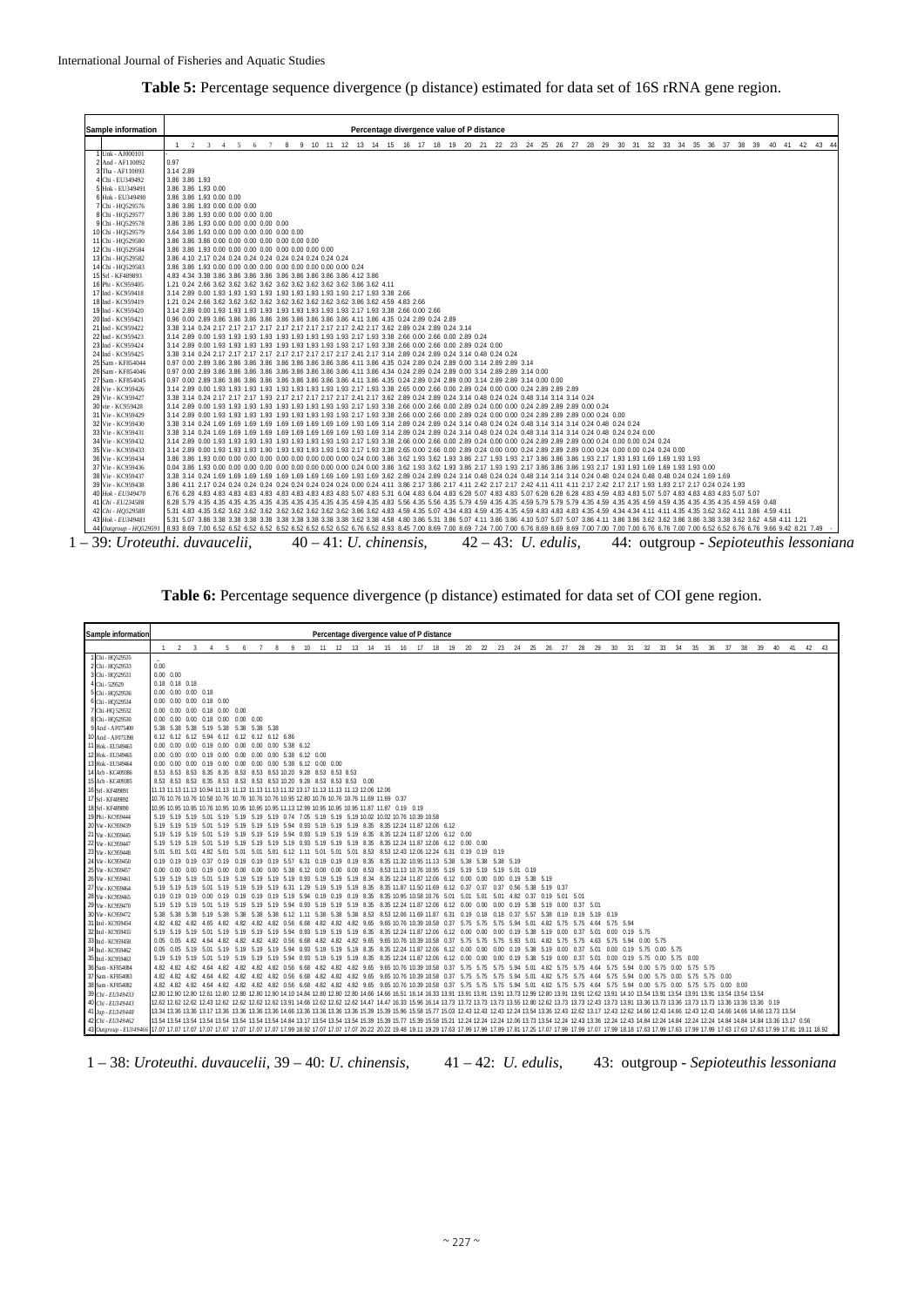**Table 5:** Percentage sequence divergence (p distance) estimated for data set of 16S rRNA gene region.

| Sample information | Percentage divergence value of P distance |
|---|---|
| | 1 2 3 4 5 6 7 8 9 10 11 12 13 14 15 16 17 18 19 20 21 22 23 24 25 26 27 28 29 30 31 32 33 34 35 36 37 38 39 40 41 42 43 44 |
| 1 Unk - AJ000101 | - |
| 2 And - AF110092 | 0.97 |
| 3 Tha - AF110093 | 3.14 2.89 |
| 4 Chi - EU349492 | 3.86 3.86 1.93 |
| 5 Hok - EU349491 | 3.86 3.86 1.93 0.00 |
| 6 Hok - EU349490 | 3.86 3.86 1.93 0.00 0.00 |
| 7 Chi - HQ529576 | 3.86 3.86 1.93 0.00 0.00 0.00 |
| 8 Chi - HQ529577 | 3.86 3.86 1.93 0.00 0.00 0.00 0.00 |
| 9 Chi - HQ529578 | 3.86 3.86 1.93 0.00 0.00 0.00 0.00 0.00 |
| 10 Chi - HQ529579 | 3.64 3.86 1.93 0.00 0.00 0.00 0.00 0.00 0.00 |
| 11 Chi - HQ529580 | 3.86 3.86 3.86 0.00 0.00 0.00 0.00 0.00 0.00 0.00 |
| 12 Chi - HQ529584 | 3.86 3.86 1.93 0.00 0.00 0.00 0.00 0.00 0.00 0.00 0.00 |
| 13 Chi - HQ529582 | 3.86 4.10 2.17 0.24 0.24 0.24 0.24 0.24 0.24 0.24 0.24 0.24 |
| 14 Chi - HQ529583 | 3.86 3.86 1.93 0.00 0.00 0.00 0.00 0.00 0.00 0.00 0.00 0.00 0.24 |
| 15 Srl - KF489893 | 4.83 4.34 3.38 3.86 3.86 3.86 3.86 3.86 3.86 3.86 3.86 3.86 4.12 3.86 |
| 16 Phi - KC959405 | 1.21 0.24 2.66 3.62 3.62 3.62 3.62 3.62 3.62 3.62 3.62 3.62 3.86 3.62 4.11 |
| 17 Ind - KC959418 | 3.14 2.89 0.00 1.93 1.93 1.93 1.93 1.93 1.93 1.93 1.93 1.93 2.17 1.93 3.38 2.66 |
| 18 Ind - KC959419 | 1.21 0.24 2.66 3.62 3.62 3.62 3.62 3.62 3.62 3.62 3.62 3.62 3.86 3.62 4.59 4.83 2.66 |
| 19 Ind - KC959420 | 3.14 2.89 0.00 1.93 1.93 1.93 1.93 1.93 1.93 1.93 1.93 1.93 2.17 1.93 3.38 2.66 0.00 2.66 |
| 20 Ind - KC959421 | 0.96 0.00 2.89 3.86 3.86 3.86 3.86 3.86 3.86 3.86 3.86 3.86 4.11 3.86 4.35 0.24 2.89 0.24 2.89 |
| 21 Ind - KC959422 | 3.38 3.14 0.24 2.17 2.17 2.17 2.17 2.17 2.17 2.17 2.17 2.17 2.42 2.17 3.62 2.89 0.24 2.89 0.24 3.14 |
| 22 Ind - KC959423 | 3.14 2.89 0.00 1.93 1.93 1.93 1.93 1.93 1.93 1.93 1.93 1.93 2.17 1.93 3.38 2.66 0.00 2.66 0.00 2.89 0.24 |
| 23 Ind - KC959424 | 3.14 2.89 0.00 1.93 1.93 1.93 1.93 1.93 1.93 1.93 1.93 1.93 2.17 1.93 3.38 2.66 0.00 2.66 0.00 2.89 0.24 0.00 |
| 24 Ind - KC959425 | 3.38 3.14 0.24 2.17 2.17 2.17 2.17 2.17 2.17 2.17 2.17 2.17 2.41 2.17 3.14 2.89 0.24 2.89 0.24 3.14 0.48 0.24 0.24 |
| 25 Sam - KF854044 | 0.97 0.00 2.89 3.86 3.86 3.86 3.86 3.86 3.86 3.86 3.86 3.86 4.11 3.86 4.35 0.24 2.89 0.24 2.89 0.00 3.14 2.89 2.89 3.14 |
| 26 Sam - KF854046 | 0.97 0.00 2.89 3.86 3.86 3.86 3.86 3.86 3.86 3.86 3.86 3.86 4.11 3.86 4.34 0.24 2.89 0.24 2.89 0.00 3.14 2.89 2.89 3.14 0.00 |
| 27 Sam - KF854045 | 0.97 0.00 2.89 3.86 3.86 3.86 3.86 3.86 3.86 3.86 3.86 3.86 4.11 3.86 4.35 0.24 2.89 0.24 2.89 0.00 3.14 2.89 2.89 3.14 0.00 0.00 |
| 28 Vie - KC959426 | 3.14 2.89 0.00 1.93 1.93 1.93 1.93 1.93 1.93 1.93 1.93 1.93 2.17 1.93 3.38 2.65 0.00 2.66 0.00 2.89 0.24 0.00 0.00 0.24 2.89 2.89 2.89 |
| 29 Vie - KC959427 | 3.38 3.14 0.24 2.17 2.17 2.17 2.17 2.17 2.17 2.17 2.17 2.17 2.41 2.17 3.62 2.89 0.24 2.89 0.24 3.14 0.48 0.24 0.24 0.48 3.14 3.14 3.14 0.24 |
| 30 vie - KC959428 | 3.14 2.89 0.00 1.93 1.93 1.93 1.93 1.93 1.93 1.93 1.93 1.93 2.17 1.93 3.38 2.66 0.00 2.66 0.00 2.89 0.24 0.00 0.00 0.24 2.89 2.89 2.89 0.00 0.24 |
| 31 Vie - KC959429 | 3.14 2.89 0.00 1.93 1.93 1.93 1.93 1.93 1.93 1.93 1.93 1.93 2.17 1.93 3.38 2.66 0.00 2.66 0.00 2.89 0.24 0.00 0.00 0.24 2.89 2.89 2.89 0.00 0.24 0.00 |
| 32 Vie - KC959430 | 3.38 3.14 0.24 2.17 2.17 2.17 2.17 2.17 2.17 2.17 2.17 2.17 2.41 2.17 3.14 2.89 0.24 2.89 0.24 3.14 0.48 0.24 0.24 0.48 3.14 3.14 3.14 0.24 0.48 0.24 0.24 |
| 33 Vie - KC959431 | 3.38 3.14 0.24 1.69 1.69 1.69 1.69 1.69 1.69 1.69 1.69 1.69 1.93 1.69 3.14 2.89 0.24 2.89 0.24 3.14 0.48 0.24 0.24 0.48 3.14 3.14 3.14 0.24 0.48 0.24 0.24 0.00 |
| 34 Vie - KC959432 | 3.14 2.89 0.00 1.93 1.93 1.93 1.93 1.93 1.93 1.93 1.93 1.93 2.17 1.93 3.38 2.66 0.00 2.66 0.00 2.89 0.24 0.00 0.00 0.24 2.89 2.89 2.89 0.00 0.24 0.00 0.00 0.24 0.24 |
| 35 Vie - KC959433 | 3.14 2.89 0.00 1.93 1.93 1.90 1.93 1.93 1.93 1.93 1.93 1.93 2.17 1.93 3.38 2.65 0.00 2.66 0.00 2.89 0.24 0.00 0.00 0.24 2.89 2.89 2.89 0.00 0.24 0.00 0.00 0.24 0.24 0.00 |
| 36 Vie - KC959434 | 3.86 3.86 1.93 0.00 0.00 0.00 0.00 0.00 0.00 0.00 0.00 0.00 0.24 0.00 3.86 3.62 1.93 3.62 1.93 3.86 2.17 1.93 1.93 2.17 3.86 3.86 3.86 1.93 2.17 1.93 1.93 1.69 1.69 1.93 1.93 |
| 37 Vie - KC959436 | 0.04 3.86 1.93 0.00 0.00 0.00 0.00 0.00 0.00 0.00 0.00 0.00 0.24 0.00 3.86 3.62 1.93 3.62 1.93 3.86 2.17 1.93 1.93 2.17 3.86 3.86 3.86 1.93 2.17 1.93 1.93 2.17 1.69 1.69 1.93 1.93 0.00 |
| 38 Vie - KC959437 | 3.38 3.14 0.24 1.69 1.69 1.69 1.69 1.69 1.69 1.69 1.69 1.69 1.93 1.69 3.62 2.89 0.24 2.89 0.24 3.14 0.48 0.24 0.24 0.48 3.14 3.14 3.14 0.24 0.48 0.24 0.24 0.48 0.48 0.24 0.24 1.69 1.69 |
| 39 Vie - KC959438 | 3.86 4.11 2.17 0.24 0.24 0.24 0.24 0.24 0.24 0.24 0.24 0.24 0.24 0.00 4.11 3.86 2.17 3.86 2.17 4.11 2.42 2.17 2.17 2.42 4.11 4.11 4.11 2.17 2.42 2.17 2.17 2.42 2.17 2.17 1.93 1.93 2.17 0.24 1.93 |
| 40 Hok - EU349470 | 6.76 6.28 4.83 4.83 4.83 4.83 4.83 4.83 4.83 4.83 4.83 4.83 5.07 4.83 5.31 6.04 4.83 6.04 4.83 6.28 5.07 4.83 4.83 5.07 6.28 6.28 6.28 4.83 5.07 4.83 4.83 5.07 4.83 4.83 4.83 4.83 4.83 5.07 5.07 |
| 41 *Chi - EU234588* | 6.28 5.79 4.35 4.35 4.35 4.35 4.35 4.35 4.35 4.35 4.35 4.35 4.35 4.35 4.83 5.56 4.35 5.56 4.35 5.79 4.59 4.35 4.35 4.59 5.79 5.79 5.79 4.35 4.59 4.35 4.35 4.59 4.35 4.35 4.35 4.35 4.35 4.59 4.59 0.48 |
| 42 *Chi - HQ529589* | 5.31 4.83 4.35 3.62 3.62 3.62 3.62 3.62 3.62 3.62 3.62 3.62 3.86 3.62 4.83 4.59 4.35 5.07 4.34 4.83 4.59 4.35 4.35 4.59 4.83 4.83 4.83 4.35 4.59 4.35 4.35 4.59 4.34 4.34 4.11 4.11 4.11 4.35 3.62 3.86 4.59 4.11 |
| 43 *Hok - EU349483* | 5.31 5.07 3.86 3.38 3.38 3.38 3.38 3.38 3.38 3.38 3.38 3.38 3.62 3.38 4.80 3.86 5.31 3.86 5.06 3.86 4.11 3.86 4.11 5.07 5.07 5.07 3.86 4.11 3.86 3.86 3.62 3.62 3.62 3.86 3.38 3.86 3.38 3.38 3.62 3.62 4.58 4.11 1.21 |
| 44 *Outgroup - HQ529591* | 8.93 8.69 7.00 6.52 6.52 6.52 6.52 6.52 6.52 6.52 6.52 6.52 6.76 6.52 8.93 8.45 7.00 8.69 7.00 8.69 7.24 7.00 7.00 7.24 8.69 8.69 8.69 7.00 7.24 7.00 7.00 7.24 7.00 7.00 7.00 7.00 6.76 6.76 7.00 7.00 6.52 6.52 6.76 6.76 9.42 8.21 7.49 - |

1 – 39: *Uroteuthi. duvaucelii*, 40 – 41: *U. chinensis*, 42 – 43: *U. edulis*, 44: outgroup - *Sepioteuthis lessoniana*

**Table 6:** Percentage sequence divergence (p distance) estimated for data set of COI gene region.

| Sample information | Percentage divergence value of P distance |
|---|---|
| | 1 2 3 4 5 6 7 8 9 10 11 12 13 14 15 16 17 18 19 20 21 22 23 24 25 26 27 28 29 30 31 32 33 34 35 36 37 38 39 40 41 42 43 |
| 1 Chi - HQ529535 | - |
| 2 Chi - HQ529533 | 0.00 |
| 3 Chi - HQ529531 | 0.00 0.00 |
| 4 Chi - 529529 | 0.18 0.18 0.18 |
| 5 Chi - HQ529536 | 0.00 0.00 0.00 0.18 |
| 6 Chi - HQ529534 | 0.00 0.00 0.00 0.18 0.00 |
| 7 Chi - HQ 529532 | 0.00 0.00 0.00 0.18 0.00 0.00 |
| 8 Chi - HQ529530 | 0.00 0.00 0.00 0.18 0.00 0.00 0.00 |
| 9 And - AF075400 | 5.38 5.38 5.38 5.19 5.38 5.38 5.38 5.38 |
| 10 And - AF075398 | 6.12 6.12 6.12 5.94 6.12 6.12 6.12 6.12 6.86 |
| 11 Hok - EU349463 | 0.00 0.00 0.00 0.19 0.00 0.00 0.00 0.00 5.38 6.12 |
| 12 Hok - EU349465 | 0.00 0.00 0.00 0.19 0.00 0.00 0.00 0.00 5.38 6.12 0.00 |
| 13 Hok - EU349464 | 0.00 0.00 0.00 0.19 0.00 0.00 0.00 0.00 5.38 6.12 0.00 0.00 |
| 14 Arb - KC495986 | 8.53 8.53 8.53 8.35 8.35 8.53 8.53 8.53 10.20 9.28 8.53 8.53 8.53 |
| 15 Arb - KC495985 | 8.53 8.53 8.53 8.35 8.53 8.53 8.53 8.53 10.20 9.28 8.53 8.53 8.53 0.00 |
| 16 Srl - KF489891 | 11.13 11.13 11.13 10.94 11.13 11.13 11.13 11.13 11.32 13.17 11.13 11.13 11.13 12.06 12.06 |
| 17 Srl - KF489892 | 10.76 10.76 10.76 10.58 10.76 10.76 10.76 10.76 10.95 12.80 10.76 10.76 10.76 11.69 11.69 0.37 |
| 18 Srl - KF489890 | 10.95 10.95 10.95 10.76 10.95 10.95 10.95 10.95 11.13 12.99 10.95 10.95 10.95 11.87 11.87 0.19 0.19 |
| 19 Phi - KC959444 | 5.19 5.19 5.19 5.01 5.19 5.19 5.19 5.19 0.74 7.05 5.19 5.19 5.19 10.02 10.02 10.76 10.39 10.58 |
| 20 Vie - KC959439 | 5.19 5.19 5.19 5.01 5.19 5.19 5.19 5.19 5.94 0.93 5.19 5.19 5.19 8.35 8.35 12.24 11.87 12.06 6.12 |
| 21 Vie - KC959445 | 5.19 5.19 5.19 5.01 5.19 5.19 5.19 5.19 5.94 0.93 5.19 5.19 5.19 8.35 8.35 12.24 11.87 12.06 6.12 0.00 |
| 22 Vie - KC959447 | 5.19 5.19 5.19 5.01 5.19 5.19 5.19 5.19 5.94 0.93 5.19 5.19 5.19 8.35 8.35 12.24 11.87 12.06 6.12 0.00 0.00 |
| 23 Vie - KC959448 | 5.01 5.01 5.01 4.82 5.01 5.01 5.01 5.01 6.12 1.11 5.01 5.01 5.01 8.53 8.53 12.43 12.06 12.24 6.31 0.19 0.19 0.19 |
| 24 Vie - KC959450 | 0.19 0.19 0.19 0.37 0.19 0.19 0.19 0.19 5.57 6.31 0.19 0.19 0.19 8.35 8.35 11.32 10.95 11.13 5.38 5.38 5.38 5.38 5.19 |
| 25 Vie - KC959457 | 0.00 0.00 0.00 0.19 0.00 0.00 0.00 0.00 5.38 6.12 0.00 0.00 0.00 8.53 8.53 11.13 10.76 10.95 5.19 5.19 5.19 5.19 5.01 0.19 |
| 26 Vie - KC959461 | 5.19 5.19 5.19 5.01 5.19 5.19 5.19 5.19 5.19 0.93 5.19 5.19 5.19 8.34 8.35 12.24 11.87 12.06 6.12 0.00 0.00 0.00 0.19 5.38 5.19 |
| 27 Vie - KC959464 | 5.19 5.19 5.19 5.01 5.19 5.19 5.19 5.19 6.31 1.29 5.19 5.19 5.19 8.35 8.35 11.87 11.50 11.69 6.12 0.37 0.37 0.37 0.56 5.38 5.19 0.37 |
| 28 Vie - KC959465 | 0.19 0.19 0.19 0.00 0.19 0.19 0.19 0.19 5.19 5.94 0.19 0.19 0.19 8.35 8.35 10.95 10.58 10.76 5.01 5.01 5.01 5.01 4.82 0.37 0.19 5.01 5.01 |
| 29 Vie - KC959470 | 5.19 5.19 5.19 5.01 5.19 5.19 5.19 5.19 5.94 0.93 5.19 5.19 5.19 8.35 8.35 12.24 11.87 12.06 6.12 0.00 0.00 0.00 0.19 5.38 5.19 0.00 0.37 5.01 |
| 30 Vie - KC959472 | 5.38 5.38 5.38 5.19 5.38 5.38 5.38 5.38 6.12 1.11 5.38 5.38 5.38 8.53 8.53 12.06 11.69 11.87 6.31 0.19 0.18 0.18 0.37 5.57 5.38 0.19 0.19 5.19 0.19 |
| 31 Ind - KC959454 | 4.82 4.82 4.82 4.65 4.82 4.82 4.82 4.82 0.56 6.68 4.82 4.82 4.82 9.65 9.65 10.76 10.39 10.58 0.37 5.75 5.75 5.75 5.94 5.01 4.82 5.75 5.75 4.64 5.75 5.94 |
| 32 Ind - KC959455 | 5.19 5.19 5.19 5.01 5.19 5.19 5.19 5.19 5.94 0.93 5.19 5.19 5.19 8.35 8.35 12.24 11.87 12.06 6.12 0.00 0.00 0.00 0.19 5.38 5.19 0.00 0.37 5.01 0.00 0.19 5.75 |
| 33 Ind - KC959458 | 0.05 0.05 4.82 4.64 4.82 4.82 4.82 4.82 0.56 6.68 4.82 4.82 4.82 9.65 9.65 10.76 10.39 10.58 0.37 5.75 5.75 5.75 5.93 5.01 4.82 5.75 5.75 4.63 5.75 5.94 0.00 5.75 |
| 34 Ind - KC959462 | 0.05 0.05 5.19 5.01 5.19 5.19 5.19 5.19 5.94 0.93 5.19 5.19 5.19 8.35 8.35 12.24 11.87 12.06 6.12 0.00 0.00 0.00 0.19 5.38 5.19 0.00 0.37 5.01 0.00 0.19 5.75 0.00 5.75 |
| 35 Ind - KC959463 | 5.19 5.19 5.19 5.01 5.19 5.19 5.19 5.19 5.94 0.93 5.19 5.19 5.19 8.35 8.35 12.24 11.87 12.06 6.12 0.00 0.00 0.00 0.19 5.38 5.19 0.00 0.37 5.01 0.00 0.19 5.75 0.00 5.75 0.00 |
| 36 Sam - KF854084 | 4.82 4.82 4.82 4.64 4.82 4.82 4.82 4.82 0.56 6.68 4.82 4.82 4.82 9.65 9.65 10.76 10.39 10.58 0.37 5.75 5.75 5.75 5.94 5.01 4.82 5.75 5.75 4.64 5.75 5.94 0.00 5.75 0.00 5.75 5.75 |
| 37 Sam - KF854083 | 4.82 4.82 4.82 4.64 4.82 4.82 4.82 4.82 0.56 6.68 4.82 4.82 4.82 9.65 9.65 10.76 10.39 10.58 0.37 5.75 5.75 5.75 5.94 5.01 4.82 5.75 5.75 4.64 5.75 5.94 0.00 5.75 0.00 5.75 5.75 0.00 |
| 38 Sam - KF854082 | 4.82 4.82 4.82 4.64 4.82 4.82 4.82 4.82 0.56 6.68 4.82 4.82 4.82 9.65 9.65 10.76 10.39 10.58 0.37 5.75 5.75 5.75 5.94 5.01 4.82 5.75 5.75 4.64 5.75 5.94 0.00 5.75 0.00 5.75 5.75 0.00 0.00 |
| 39 *Chi - EU349433* | 12.80 12.80 12.80 12.61 12.80 12.80 12.80 12.80 14.10 14.84 12.80 12.80 12.80 14.66 14.66 16.51 16.14 16.33 13.91 13.91 13.91 13.91 13.73 12.99 12.80 13.91 13.91 12.61 13.91 14.10 13.54 13.91 13.54 13.91 13.91 13.54 13.54 13.54 |
| 40 *Chi - EU349443* | 12.62 12.62 12.62 12.43 12.62 12.62 12.62 12.62 13.91 14.66 12.62 12.62 12.62 14.47 14.47 16.33 15.96 16.14 13.73 13.72 13.73 13.73 13.55 12.80 12.62 13.73 13.73 12.43 13.73 13.91 13.36 13.73 13.36 13.73 13.73 13.36 13.36 13.36 0.19 |
| 41 *Asp - EU349448* | 13.34 13.36 13.36 13.17 13.36 13.36 13.36 13.36 14.66 13.36 13.36 13.36 13.36 15.39 15.39 15.96 15.58 15.77 15.03 12.43 12.43 12.43 12.24 13.54 13.36 12.43 12.62 13.17 12.43 12.62 14.66 12.43 14.66 12.43 12.43 14.66 14.66 14.66 13.73 13.54 |
| 42 *Chi - EU349462* | 13.54 13.54 13.54 13.54 13.54 13.54 13.54 13.54 14.84 13.17 13.54 13.54 13.54 15.39 15.77 15.39 15.58 15.21 12.24 12.24 12.24 12.06 13.73 13.54 12.24 12.43 13.36 12.24 12.43 14.84 12.24 14.84 12.24 12.24 14.84 14.84 14.84 13.36 13.17 0.56 |
| 43 *Outgroup - EU349466* | 17.07 17.07 17.07 17.07 17.07 17.07 17.07 17.07 17.99 18.92 17.07 17.07 17.07 20.22 20.22 19.48 19.11 19.29 17.63 17.99 17.99 17.99 17.81 17.25 17.07 17.99 17.99 18.18 17.63 17.99 17.63 17.99 17.99 17.63 17.63 17.63 17.99 17.81 19.11 18.92 |

1 – 38: *Uroteuthi. duvaucelii*, 39 – 40: *U. chinensis*, 41 – 42: *U. edulis*, 43: outgroup - *Sepioteuthis lessoniana*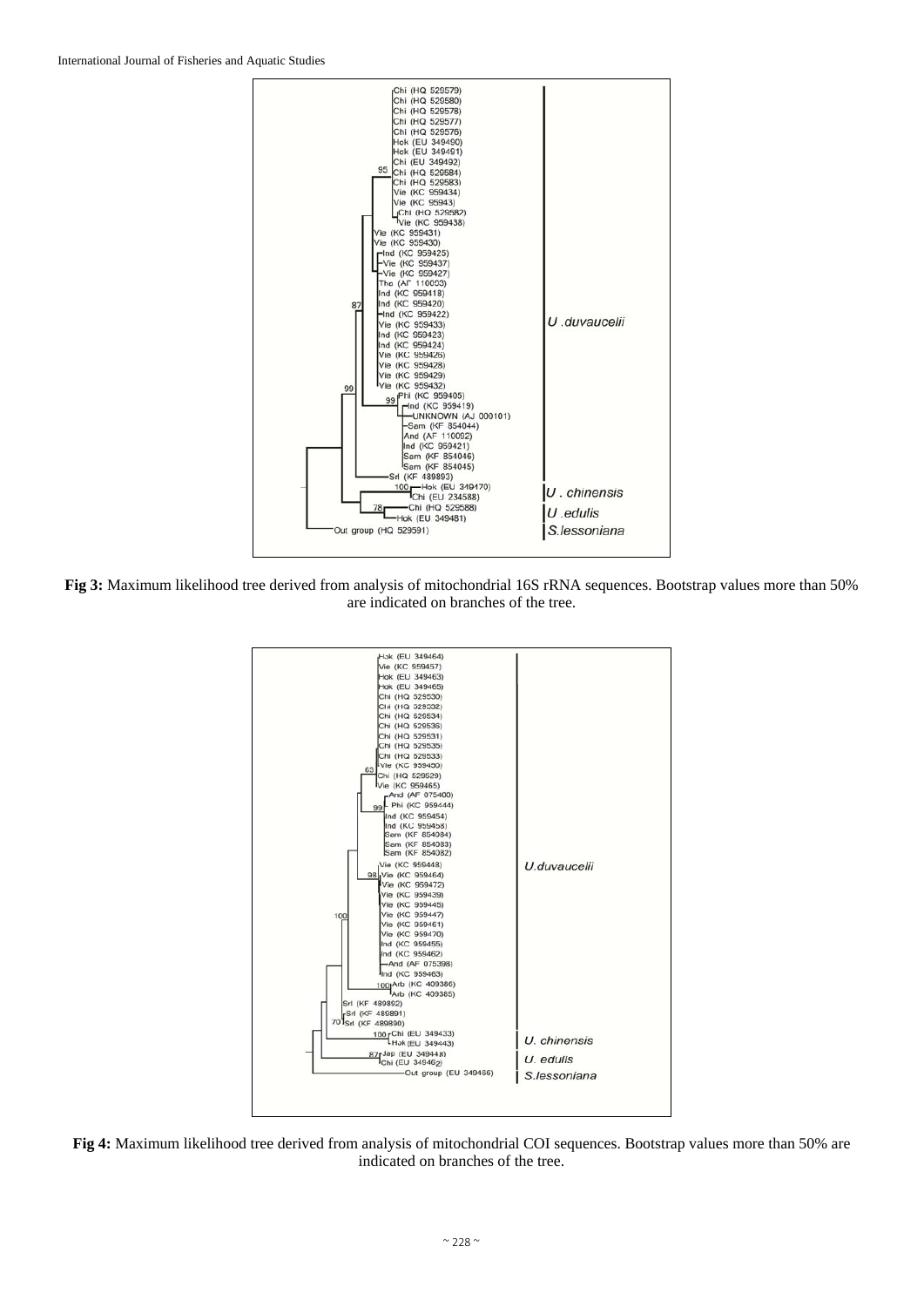**Fig 3:** Maximum likelihood tree derived from analysis of mitochondrial 16S rRNA sequences. Bootstrap values more than 50% are indicated on branches of the tree.

**Fig 4:** Maximum likelihood tree derived from analysis of mitochondrial COI sequences. Bootstrap values more than 50% are indicated on branches of the tree.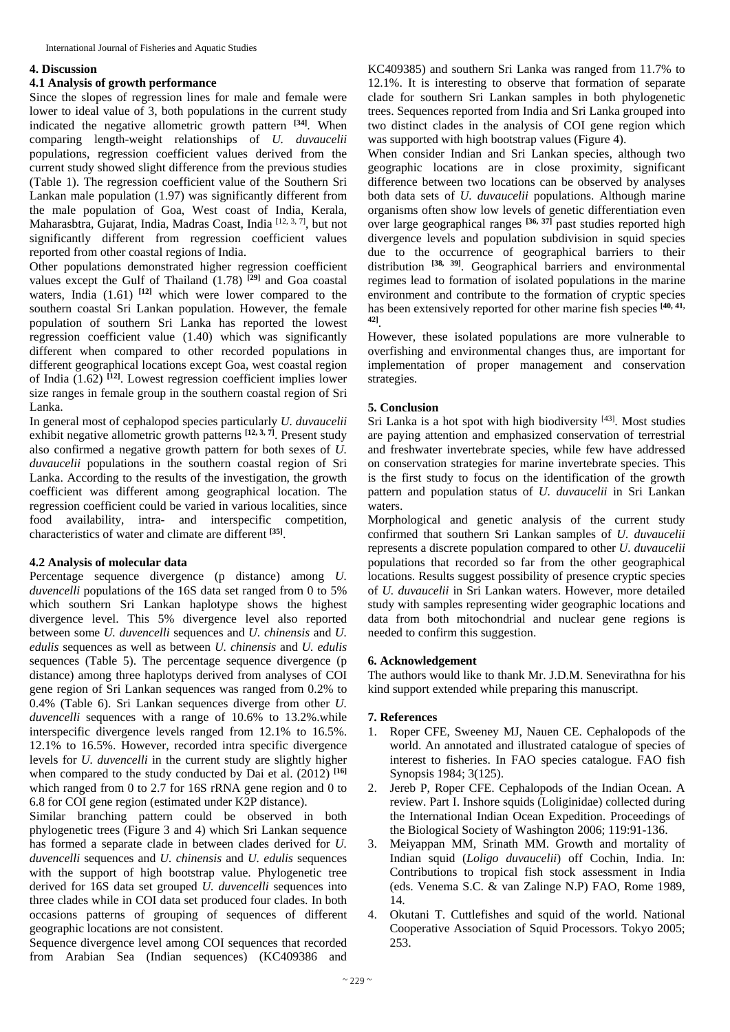## 4. Discussion

### 4.1 Analysis of growth performance

Since the slopes of regression lines for male and female were lower to ideal value of 3, both populations in the current study indicated the negative allometric growth pattern [34]. When comparing length-weight relationships of *U. duvaucelii* populations, regression coefficient values derived from the current study showed slight difference from the previous studies (Table 1). The regression coefficient value of the Southern Sri Lankan male population (1.97) was significantly different from the male population of Goa, West coast of India, Kerala, Maharasbtra, Gujarat, India, Madras Coast, India [12, 3, 7], but not significantly different from regression coefficient values reported from other coastal regions of India.

Other populations demonstrated higher regression coefficient values except the Gulf of Thailand (1.78) [29] and Goa coastal waters, India (1.61) [12] which were lower compared to the southern coastal Sri Lankan population. However, the female population of southern Sri Lanka has reported the lowest regression coefficient value (1.40) which was significantly different when compared to other recorded populations in different geographical locations except Goa, west coastal region of India (1.62) [12]. Lowest regression coefficient implies lower size ranges in female group in the southern coastal region of Sri Lanka.

In general most of cephalopod species particularly *U. duvaucelii* exhibit negative allometric growth patterns [12, 3, 7]. Present study also confirmed a negative growth pattern for both sexes of *U. duvaucelii* populations in the southern coastal region of Sri Lanka. According to the results of the investigation, the growth coefficient was different among geographical location. The regression coefficient could be varied in various localities, since food availability, intra- and interspecific competition, characteristics of water and climate are different [35].

### 4.2 Analysis of molecular data

Percentage sequence divergence (p distance) among *U. duvencelli* populations of the 16S data set ranged from 0 to 5% which southern Sri Lankan haplotype shows the highest divergence level. This 5% divergence level also reported between some *U. duvencelli* sequences and *U. chinensis* and *U. edulis* sequences as well as between *U. chinensis* and *U. edulis* sequences (Table 5). The percentage sequence divergence (p distance) among three haplotyps derived from analyses of COI gene region of Sri Lankan sequences was ranged from 0.2% to 0.4% (Table 6). Sri Lankan sequences diverge from other *U. duvencelli* sequences with a range of 10.6% to 13.2%.while interspecific divergence levels ranged from 12.1% to 16.5%. 12.1% to 16.5%. However, recorded intra specific divergence levels for *U. duvencelli* in the current study are slightly higher when compared to the study conducted by Dai et al. (2012) [16] which ranged from 0 to 2.7 for 16S rRNA gene region and 0 to 6.8 for COI gene region (estimated under K2P distance).

Similar branching pattern could be observed in both phylogenetic trees (Figure 3 and 4) which Sri Lankan sequence has formed a separate clade in between clades derived for *U. duvencelli* sequences and *U. chinensis* and *U. edulis* sequences with the support of high bootstrap value. Phylogenetic tree derived for 16S data set grouped *U. duvencelli* sequences into three clades while in COI data set produced four clades. In both occasions patterns of grouping of sequences of different geographic locations are not consistent.

Sequence divergence level among COI sequences that recorded from Arabian Sea (Indian sequences) (KC409386 and KC409385) and southern Sri Lanka was ranged from 11.7% to 12.1%. It is interesting to observe that formation of separate clade for southern Sri Lankan samples in both phylogenetic trees. Sequences reported from India and Sri Lanka grouped into two distinct clades in the analysis of COI gene region which was supported with high bootstrap values (Figure 4).

When consider Indian and Sri Lankan species, although two geographic locations are in close proximity, significant difference between two locations can be observed by analyses both data sets of *U. duvaucelii* populations. Although marine organisms often show low levels of genetic differentiation even over large geographical ranges [36, 37] past studies reported high divergence levels and population subdivision in squid species due to the occurrence of geographical barriers to their distribution [38, 39]. Geographical barriers and environmental regimes lead to formation of isolated populations in the marine environment and contribute to the formation of cryptic species has been extensively reported for other marine fish species [40, 41, 42].

However, these isolated populations are more vulnerable to overfishing and environmental changes thus, are important for implementation of proper management and conservation strategies.

## 5. Conclusion

Sri Lanka is a hot spot with high biodiversity [43]. Most studies are paying attention and emphasized conservation of terrestrial and freshwater invertebrate species, while few have addressed on conservation strategies for marine invertebrate species. This is the first study to focus on the identification of the growth pattern and population status of *U. duvaucelii* in Sri Lankan waters.

Morphological and genetic analysis of the current study confirmed that southern Sri Lankan samples of *U. duvaucelii* represents a discrete population compared to other *U. duvaucelii* populations that recorded so far from the other geographical locations. Results suggest possibility of presence cryptic species of *U. duvaucelii* in Sri Lankan waters. However, more detailed study with samples representing wider geographic locations and data from both mitochondrial and nuclear gene regions is needed to confirm this suggestion.

## 6. Acknowledgement

The authors would like to thank Mr. J.D.M. Senevirathna for his kind support extended while preparing this manuscript.

## 7. References

1. Roper CFE, Sweeney MJ, Nauen CE. Cephalopods of the world. An annotated and illustrated catalogue of species of interest to fisheries. In FAO species catalogue. FAO fish Synopsis 1984; 3(125).
2. Jereb P, Roper CFE. Cephalopods of the Indian Ocean. A review. Part I. Inshore squids (Loliginidae) collected during the International Indian Ocean Expedition. Proceedings of the Biological Society of Washington 2006; 119:91-136.
3. Meiyappan MM, Srinath MM. Growth and mortality of Indian squid (*Loligo duvaucelii*) off Cochin, India. In: Contributions to tropical fish stock assessment in India (eds. Venema S.C. & van Zalinge N.P) FAO, Rome 1989, 14.
4. Okutani T. Cuttlefishes and squid of the world. National Cooperative Association of Squid Processors. Tokyo 2005; 253.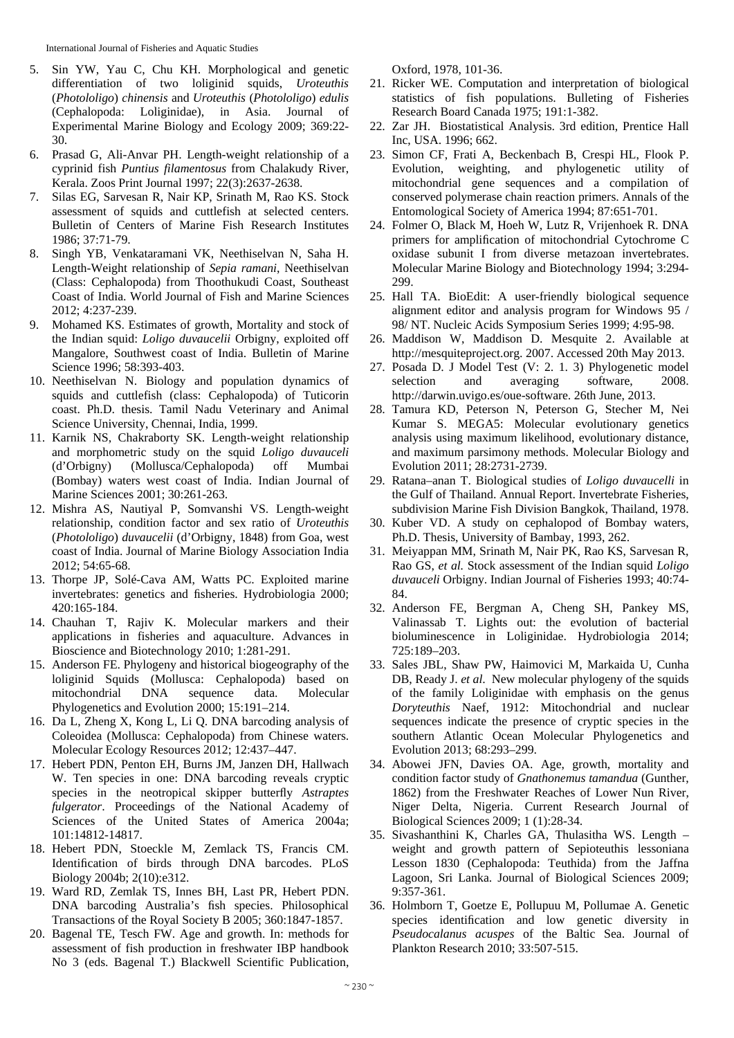5. Sin YW, Yau C, Chu KH. Morphological and genetic differentiation of two loliginid squids, *Uroteuthis* (*Photololigo*) *chinensis* and *Uroteuthis* (*Photololigo*) *edulis* (Cephalopoda: Loliginidae), in Asia. Journal of Experimental Marine Biology and Ecology 2009; 369:22-30.
6. Prasad G, Ali-Anvar PH. Length-weight relationship of a cyprinid fish *Puntius filamentosus* from Chalakudy River, Kerala. Zoos Print Journal 1997; 22(3):2637-2638.
7. Silas EG, Sarvesan R, Nair KP, Srinath M, Rao KS. Stock assessment of squids and cuttlefish at selected centers. Bulletin of Centers of Marine Fish Research Institutes 1986; 37:71-79.
8. Singh YB, Venkataramani VK, Neethiselvan N, Saha H. Length-Weight relationship of *Sepia ramani*, Neethiselvan (Class: Cephalopoda) from Thoothukudi Coast, Southeast Coast of India. World Journal of Fish and Marine Sciences 2012; 4:237-239.
9. Mohamed KS. Estimates of growth, Mortality and stock of the Indian squid: *Loligo duvaucelii* Orbigny, exploited off Mangalore, Southwest coast of India. Bulletin of Marine Science 1996; 58:393-403.
10. Neethiselvan N. Biology and population dynamics of squids and cuttlefish (class: Cephalopoda) of Tuticorin coast. Ph.D. thesis. Tamil Nadu Veterinary and Animal Science University, Chennai, India, 1999.
11. Karnik NS, Chakraborty SK. Length-weight relationship and morphometric study on the squid *Loligo duvauceli* (d'Orbigny) (Mollusca/Cephalopoda) off Mumbai (Bombay) waters west coast of India. Indian Journal of Marine Sciences 2001; 30:261-263.
12. Mishra AS, Nautiyal P, Somvanshi VS. Length-weight relationship, condition factor and sex ratio of *Uroteuthis* (*Photololigo*) *duvaucelii* (d'Orbigny, 1848) from Goa, west coast of India. Journal of Marine Biology Association India 2012; 54:65-68.
13. Thorpe JP, Solé-Cava AM, Watts PC. Exploited marine invertebrates: genetics and fisheries. Hydrobiologia 2000; 420:165-184.
14. Chauhan T, Rajiv K. Molecular markers and their applications in fisheries and aquaculture. Advances in Bioscience and Biotechnology 2010; 1:281-291.
15. Anderson FE. Phylogeny and historical biogeography of the loliginid Squids (Mollusca: Cephalopoda) based on mitochondrial DNA sequence data. Molecular Phylogenetics and Evolution 2000; 15:191–214.
16. Da L, Zheng X, Kong L, Li Q. DNA barcoding analysis of Coleoidea (Mollusca: Cephalopoda) from Chinese waters. Molecular Ecology Resources 2012; 12:437–447.
17. Hebert PDN, Penton EH, Burns JM, Janzen DH, Hallwach W. Ten species in one: DNA barcoding reveals cryptic species in the neotropical skipper butterfly *Astraptes fulgerator*. Proceedings of the National Academy of Sciences of the United States of America 2004a; 101:14812-14817.
18. Hebert PDN, Stoeckle M, Zemlack TS, Francis CM. Identification of birds through DNA barcodes. PLoS Biology 2004b; 2(10):e312.
19. Ward RD, Zemlak TS, Innes BH, Last PR, Hebert PDN. DNA barcoding Australia's fish species. Philosophical Transactions of the Royal Society B 2005; 360:1847-1857.
20. Bagenal TE, Tesch FW. Age and growth. In: methods for assessment of fish production in freshwater IBP handbook No 3 (eds. Bagenal T.) Blackwell Scientific Publication, Oxford, 1978, 101-36.
21. Ricker WE. Computation and interpretation of biological statistics of fish populations. Bulleting of Fisheries Research Board Canada 1975; 191:1-382.
22. Zar JH. Biostatistical Analysis. 3rd edition, Prentice Hall Inc, USA. 1996; 662.
23. Simon CF, Frati A, Beckenbach B, Crespi HL, Flook P. Evolution, weighting, and phylogenetic utility of mitochondrial gene sequences and a compilation of conserved polymerase chain reaction primers. Annals of the Entomological Society of America 1994; 87:651-701.
24. Folmer O, Black M, Hoeh W, Lutz R, Vrijenhoek R. DNA primers for amplification of mitochondrial Cytochrome C oxidase subunit I from diverse metazoan invertebrates. Molecular Marine Biology and Biotechnology 1994; 3:294-299.
25. Hall TA. BioEdit: A user-friendly biological sequence alignment editor and analysis program for Windows 95 / 98/ NT. Nucleic Acids Symposium Series 1999; 4:95-98.
26. Maddison W, Maddison D. Mesquite 2. Available at http://mesquiteproject.org. 2007. Accessed 20th May 2013.
27. Posada D. J Model Test (V: 2. 1. 3) Phylogenetic model selection and averaging software, 2008. http://darwin.uvigo.es/oue-software. 26th June, 2013.
28. Tamura KD, Peterson N, Peterson G, Stecher M, Nei Kumar S. MEGA5: Molecular evolutionary genetics analysis using maximum likelihood, evolutionary distance, and maximum parsimony methods. Molecular Biology and Evolution 2011; 28:2731-2739.
29. Ratana–anan T. Biological studies of *Loligo duvaucelli* in the Gulf of Thailand. Annual Report. Invertebrate Fisheries, subdivision Marine Fish Division Bangkok, Thailand, 1978.
30. Kuber VD. A study on cephalopod of Bombay waters, Ph.D. Thesis, University of Bambay, 1993, 262.
31. Meiyappan MM, Srinath M, Nair PK, Rao KS, Sarvesan R, Rao GS, *et al.* Stock assessment of the Indian squid *Loligo duvauceli* Orbigny. Indian Journal of Fisheries 1993; 40:74-84.
32. Anderson FE, Bergman A, Cheng SH, Pankey MS, Valinassab T. Lights out: the evolution of bacterial bioluminescence in Loliginidae. Hydrobiologia 2014; 725:189–203.
33. Sales JBL, Shaw PW, Haimovici M, Markaida U, Cunha DB, Ready J. *et al.* New molecular phylogeny of the squids of the family Loliginidae with emphasis on the genus *Doryteuthis* Naef, 1912: Mitochondrial and nuclear sequences indicate the presence of cryptic species in the southern Atlantic Ocean Molecular Phylogenetics and Evolution 2013; 68:293–299.
34. Abowei JFN, Davies OA. Age, growth, mortality and condition factor study of *Gnathonemus tamandua* (Gunther, 1862) from the Freshwater Reaches of Lower Nun River, Niger Delta, Nigeria. Current Research Journal of Biological Sciences 2009; 1 (1):28-34.
35. Sivashanthini K, Charles GA, Thulasitha WS. Length – weight and growth pattern of Sepioteuthis lessoniana Lesson 1830 (Cephalopoda: Teuthida) from the Jaffna Lagoon, Sri Lanka. Journal of Biological Sciences 2009; 9:357-361.
36. Holmborn T, Goetze E, Pollupuu M, Pollumae A. Genetic species identification and low genetic diversity in *Pseudocalanus acuspes* of the Baltic Sea. Journal of Plankton Research 2010; 33:507-515.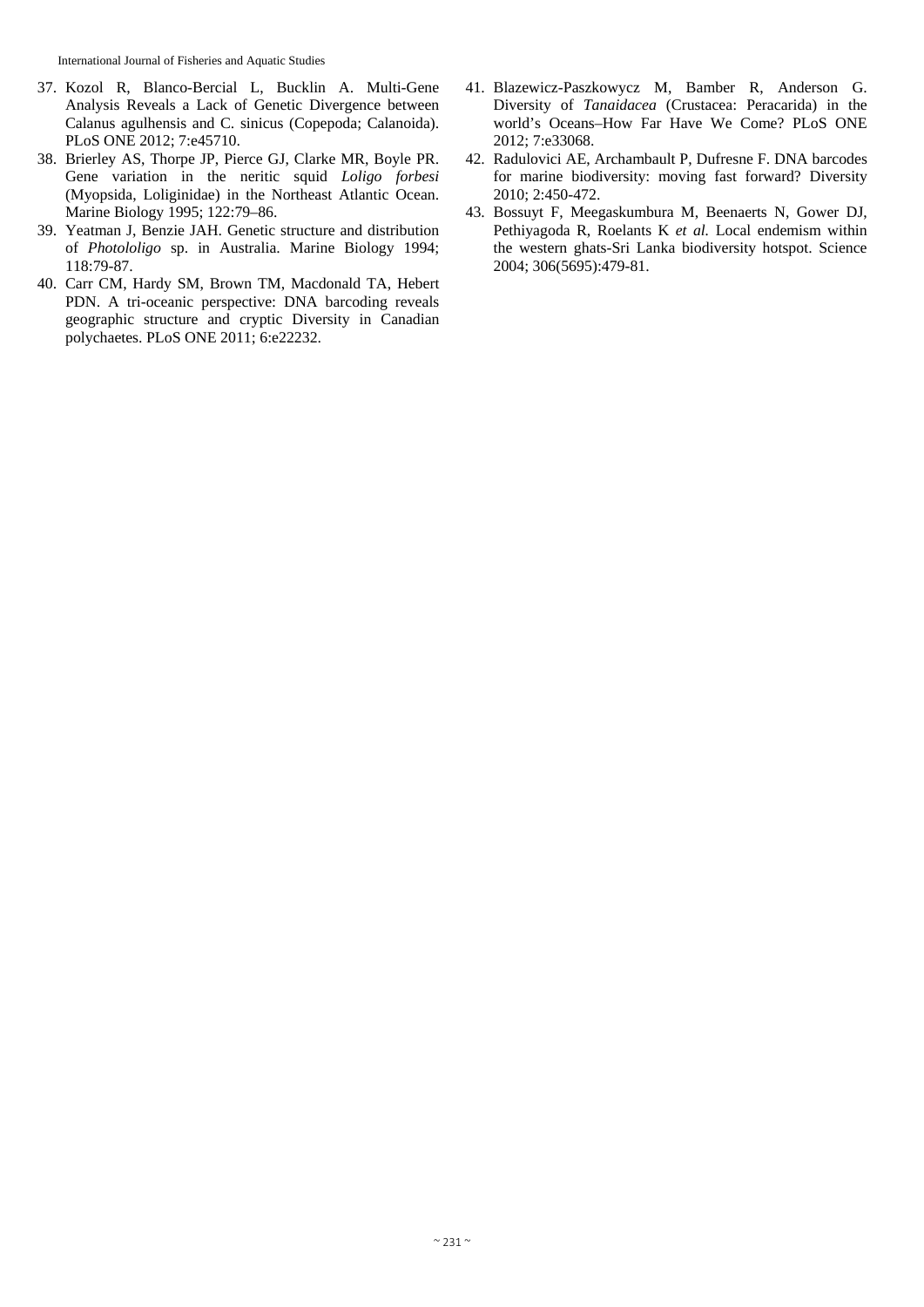37. Kozol R, Blanco-Bercial L, Bucklin A. Multi-Gene Analysis Reveals a Lack of Genetic Divergence between Calanus agulhensis and C. sinicus (Copepoda; Calanoida). PLoS ONE 2012; 7:e45710.
38. Brierley AS, Thorpe JP, Pierce GJ, Clarke MR, Boyle PR. Gene variation in the neritic squid *Loligo forbesi* (Myopsida, Loliginidae) in the Northeast Atlantic Ocean. Marine Biology 1995; 122:79–86.
39. Yeatman J, Benzie JAH. Genetic structure and distribution of *Photololigo* sp. in Australia. Marine Biology 1994; 118:79-87.
40. Carr CM, Hardy SM, Brown TM, Macdonald TA, Hebert PDN. A tri-oceanic perspective: DNA barcoding reveals geographic structure and cryptic Diversity in Canadian polychaetes. PLoS ONE 2011; 6:e22232.
41. Blazewicz-Paszkowycz M, Bamber R, Anderson G. Diversity of *Tanaidacea* (Crustacea: Peracarida) in the world's Oceans–How Far Have We Come? PLoS ONE 2012; 7:e33068.
42. Radulovici AE, Archambault P, Dufresne F. DNA barcodes for marine biodiversity: moving fast forward? Diversity 2010; 2:450-472.
43. Bossuyt F, Meegaskumbura M, Beenaerts N, Gower DJ, Pethiyagoda R, Roelants K *et al.* Local endemism within the western ghats-Sri Lanka biodiversity hotspot. Science 2004; 306(5695):479-81.